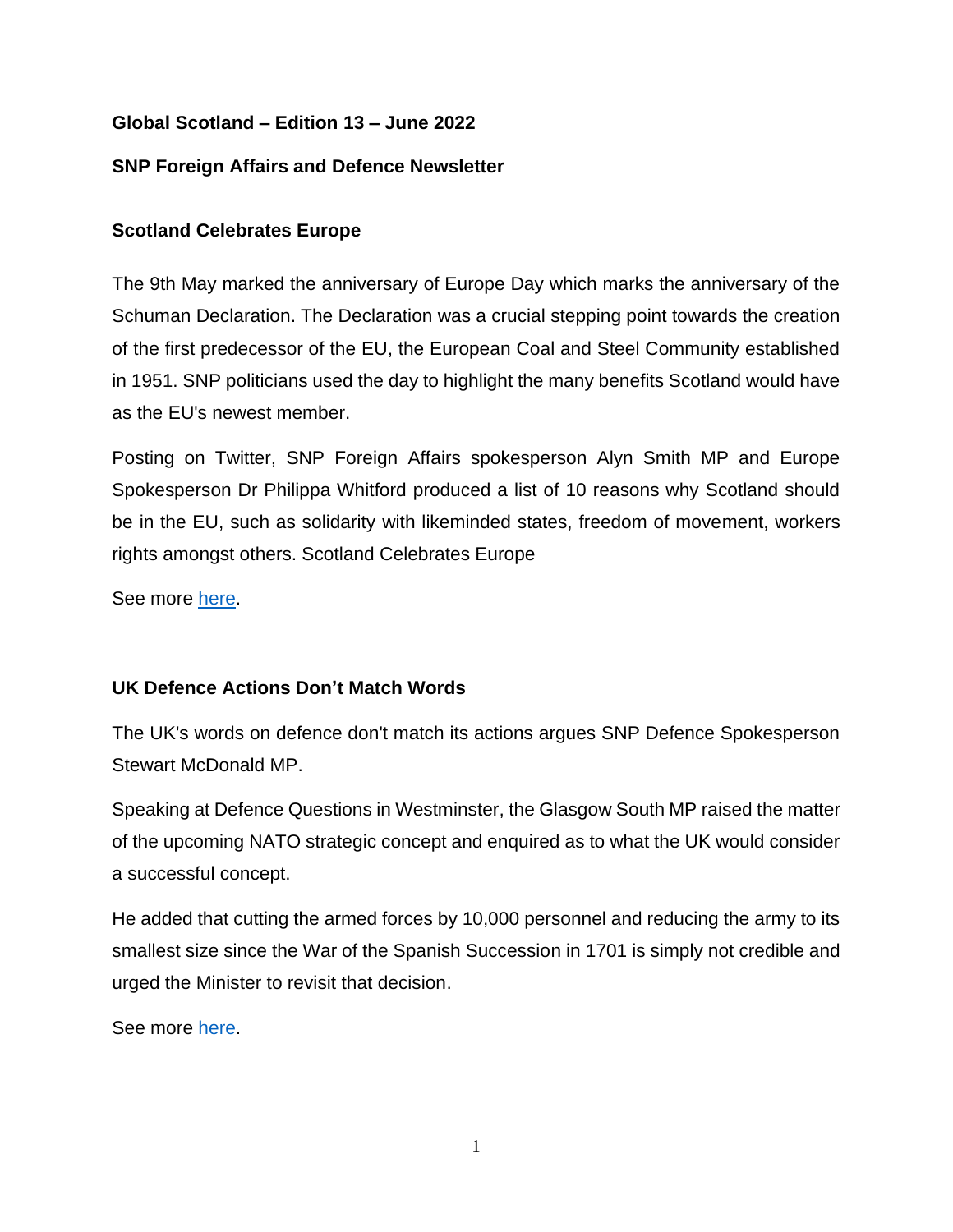**Global Scotland – Edition 13 – June 2022**

**SNP Foreign Affairs and Defence Newsletter**

## Scotland Celebrates Europe

The 9th May marked the anniversary of Europe Day which marks the anniversary of the Schuman Declaration. The Declaration was a crucial stepping point towards the creation of the first predecessor of the EU, the European Coal and Steel Community established in 1951. SNP politicians used the day to highlight the many benefits Scotland would have as the EU's newest member.

Posting on Twitter, SNP Foreign Affairs spokesperson Alyn Smith MP and Europe Spokesperson Dr Philippa Whitford produced a list of 10 reasons why Scotland should be in the EU, such as solidarity with likeminded states, freedom of movement, workers rights amongst others. Scotland Celebrates Europe

See more here.

## UK Defence Actions Don't Match Words

The UK's words on defence don't match its actions argues SNP Defence Spokesperson Stewart McDonald MP.

Speaking at Defence Questions in Westminster, the Glasgow South MP raised the matter of the upcoming NATO strategic concept and enquired as to what the UK would consider a successful concept.

He added that cutting the armed forces by 10,000 personnel and reducing the army to its smallest size since the War of the Spanish Succession in 1701 is simply not credible and urged the Minister to revisit that decision.

See more here.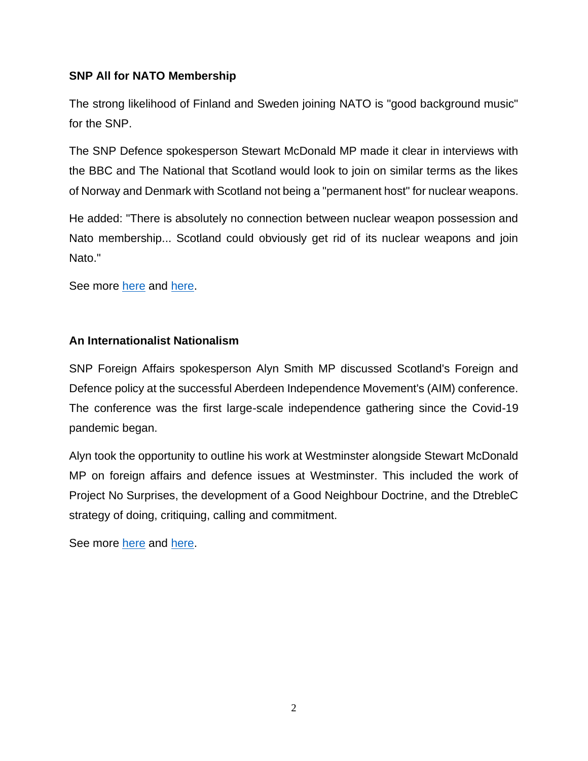**SNP All for NATO Membership**

The strong likelihood of Finland and Sweden joining NATO is "good background music" for the SNP.

The SNP Defence spokesperson Stewart McDonald MP made it clear in interviews with the BBC and The National that Scotland would look to join on similar terms as the likes of Norway and Denmark with Scotland not being a "permanent host" for nuclear weapons.

He added: "There is absolutely no connection between nuclear weapon possession and Nato membership... Scotland could obviously get rid of its nuclear weapons and join Nato."

See more here and here.

**An Internationalist Nationalism**

SNP Foreign Affairs spokesperson Alyn Smith MP discussed Scotland's Foreign and Defence policy at the successful Aberdeen Independence Movement's (AIM) conference. The conference was the first large-scale independence gathering since the Covid-19 pandemic began.

Alyn took the opportunity to outline his work at Westminster alongside Stewart McDonald MP on foreign affairs and defence issues at Westminster. This included the work of Project No Surprises, the development of a Good Neighbour Doctrine, and the DtrebleC strategy of doing, critiquing, calling and commitment.

See more here and here.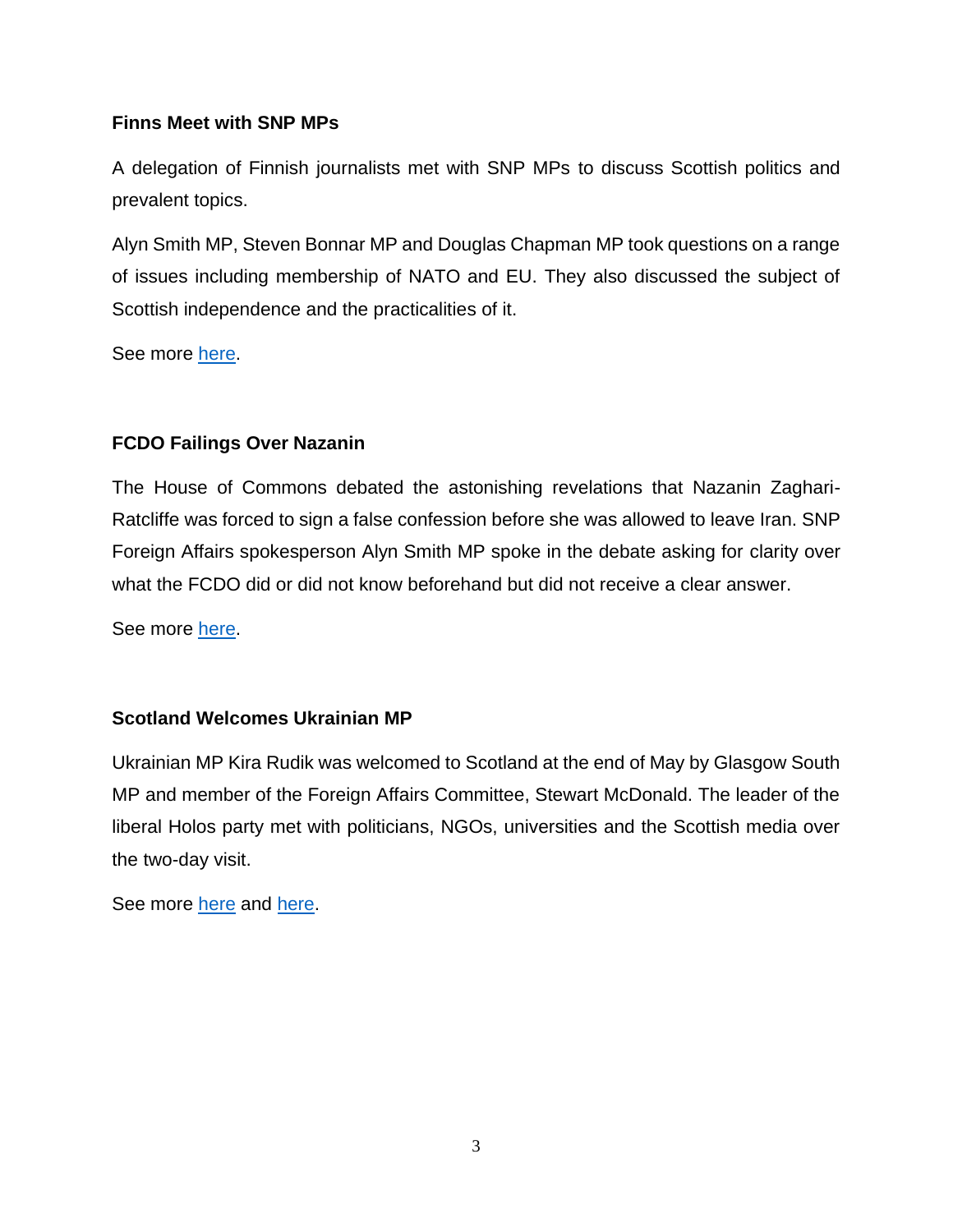**Finns Meet with SNP MPs**

A delegation of Finnish journalists met with SNP MPs to discuss Scottish politics and prevalent topics.

Alyn Smith MP, Steven Bonnar MP and Douglas Chapman MP took questions on a range of issues including membership of NATO and EU. They also discussed the subject of Scottish independence and the practicalities of it.

See more here.

**FCDO Failings Over Nazanin**

The House of Commons debated the astonishing revelations that Nazanin Zaghari-Ratcliffe was forced to sign a false confession before she was allowed to leave Iran. SNP Foreign Affairs spokesperson Alyn Smith MP spoke in the debate asking for clarity over what the FCDO did or did not know beforehand but did not receive a clear answer.

See more here.

**Scotland Welcomes Ukrainian MP**

Ukrainian MP Kira Rudik was welcomed to Scotland at the end of May by Glasgow South MP and member of the Foreign Affairs Committee, Stewart McDonald. The leader of the liberal Holos party met with politicians, NGOs, universities and the Scottish media over the two-day visit.

See more here and here.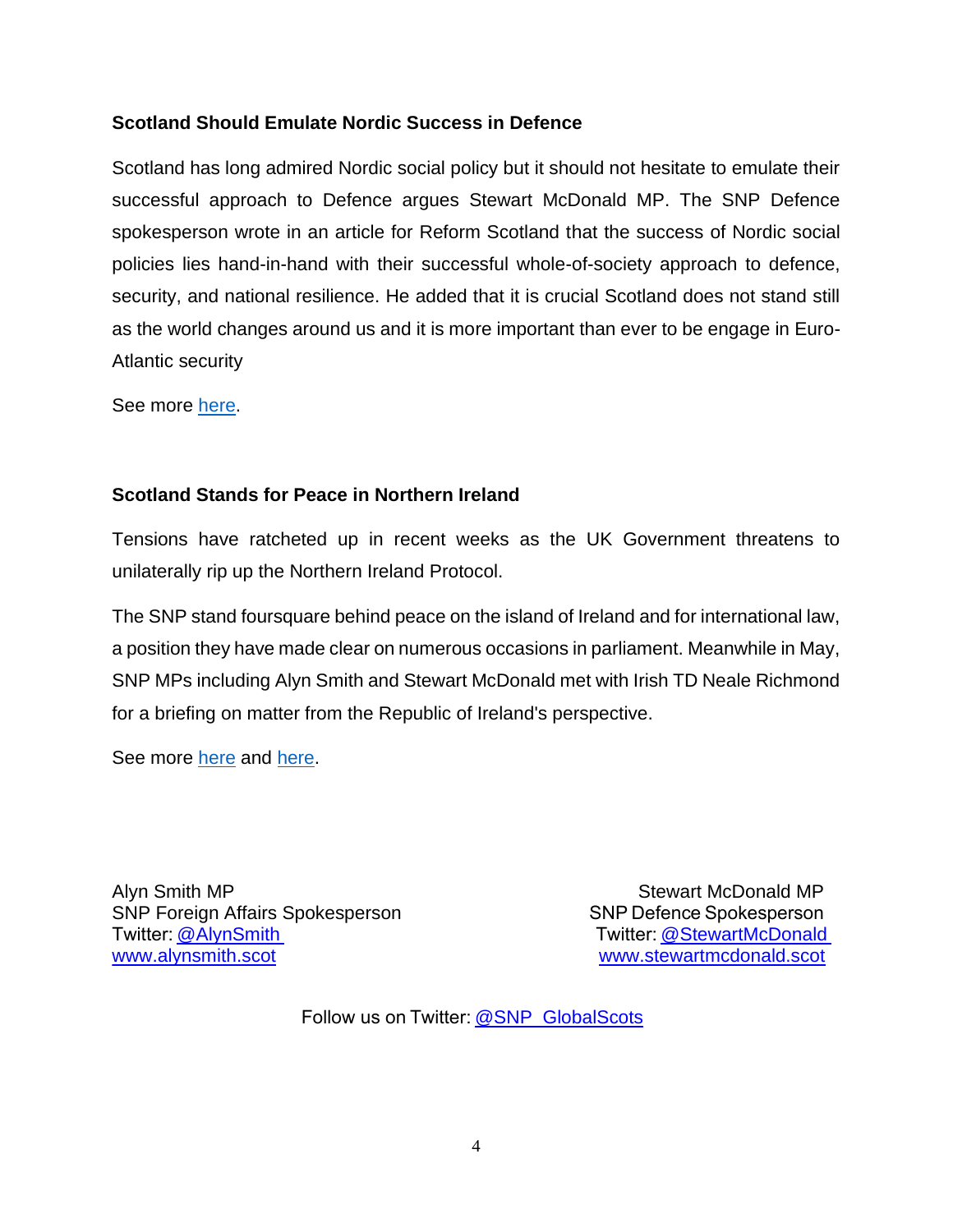**Scotland Should Emulate Nordic Success in Defence**

Scotland has long admired Nordic social policy but it should not hesitate to emulate their successful approach to Defence argues Stewart McDonald MP. The SNP Defence spokesperson wrote in an article for Reform Scotland that the success of Nordic social policies lies hand-in-hand with their successful whole-of-society approach to defence, security, and national resilience. He added that it is crucial Scotland does not stand still as the world changes around us and it is more important than ever to be engage in Euro-Atlantic security

See more here.

**Scotland Stands for Peace in Northern Ireland**

Tensions have ratcheted up in recent weeks as the UK Government threatens to unilaterally rip up the Northern Ireland Protocol.

The SNP stand foursquare behind peace on the island of Ireland and for international law, a position they have made clear on numerous occasions in parliament. Meanwhile in May, SNP MPs including Alyn Smith and Stewart McDonald met with Irish TD Neale Richmond for a briefing on matter from the Republic of Ireland's perspective.

See more here and here.

Alyn Smith MP
SNP Foreign Affairs Spokesperson
Twitter: @AlynSmith
www.alynsmith.scot

Stewart McDonald MP
SNP Defence Spokesperson
Twitter: @StewartMcDonald
www.stewartmcdonald.scot

Follow us on Twitter: @SNP_GlobalScots